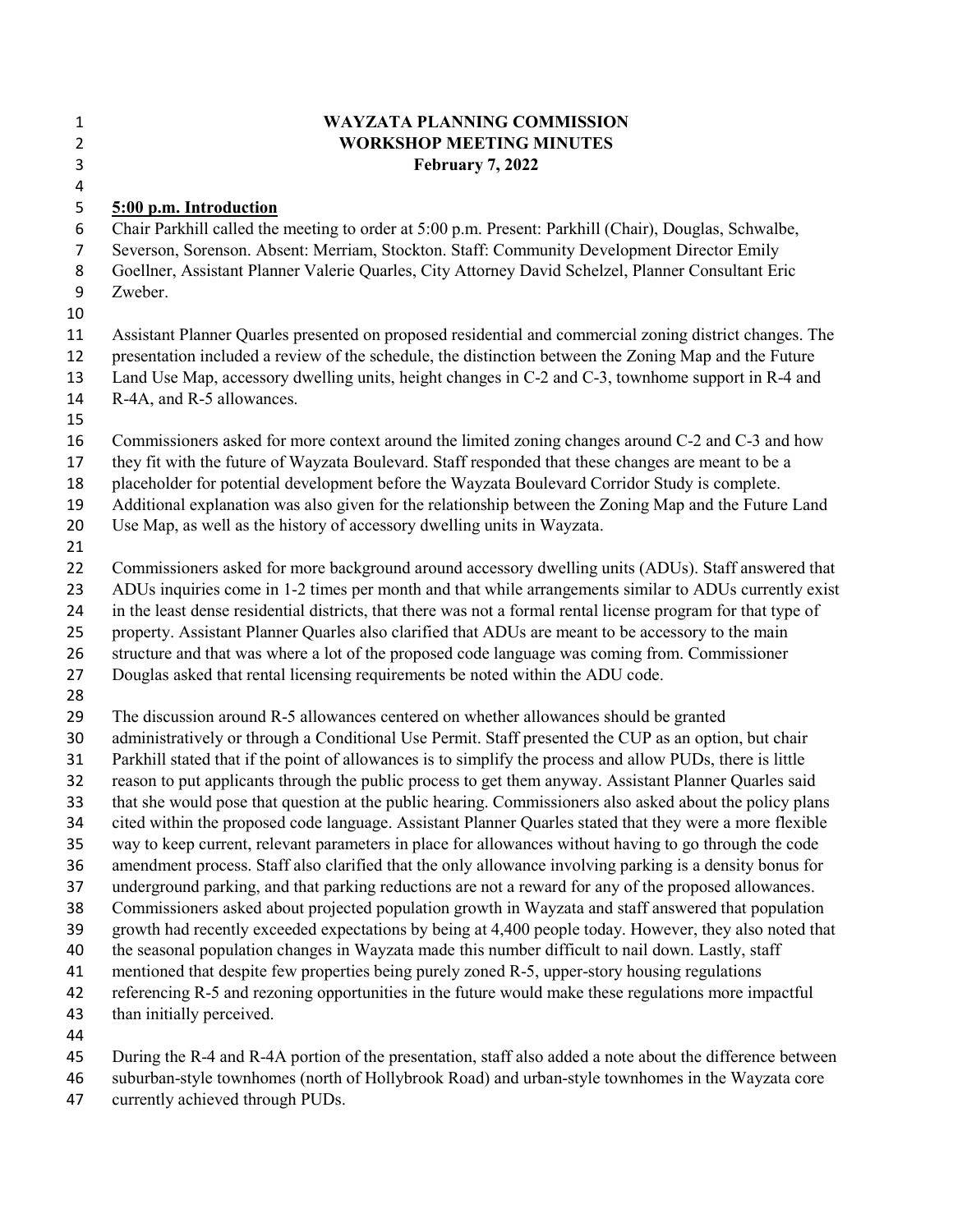**WAYZATA PLANNING COMMISSION**
**WORKSHOP MEETING MINUTES**
**February 7, 2022**

**5:00 p.m. Introduction**

Chair Parkhill called the meeting to order at 5:00 p.m. Present: Parkhill (Chair), Douglas, Schwalbe, Severson, Sorenson. Absent: Merriam, Stockton. Staff: Community Development Director Emily Goellner, Assistant Planner Valerie Quarles, City Attorney David Schelzel, Planner Consultant Eric Zweber.

Assistant Planner Quarles presented on proposed residential and commercial zoning district changes. The presentation included a review of the schedule, the distinction between the Zoning Map and the Future Land Use Map, accessory dwelling units, height changes in C-2 and C-3, townhome support in R-4 and R-4A, and R-5 allowances.

Commissioners asked for more context around the limited zoning changes around C-2 and C-3 and how they fit with the future of Wayzata Boulevard. Staff responded that these changes are meant to be a placeholder for potential development before the Wayzata Boulevard Corridor Study is complete. Additional explanation was also given for the relationship between the Zoning Map and the Future Land Use Map, as well as the history of accessory dwelling units in Wayzata.

Commissioners asked for more background around accessory dwelling units (ADUs). Staff answered that ADUs inquiries come in 1-2 times per month and that while arrangements similar to ADUs currently exist in the least dense residential districts, that there was not a formal rental license program for that type of property. Assistant Planner Quarles also clarified that ADUs are meant to be accessory to the main structure and that was where a lot of the proposed code language was coming from. Commissioner Douglas asked that rental licensing requirements be noted within the ADU code.

The discussion around R-5 allowances centered on whether allowances should be granted administratively or through a Conditional Use Permit. Staff presented the CUP as an option, but chair Parkhill stated that if the point of allowances is to simplify the process and allow PUDs, there is little reason to put applicants through the public process to get them anyway. Assistant Planner Quarles said that she would pose that question at the public hearing. Commissioners also asked about the policy plans cited within the proposed code language. Assistant Planner Quarles stated that they were a more flexible way to keep current, relevant parameters in place for allowances without having to go through the code amendment process. Staff also clarified that the only allowance involving parking is a density bonus for underground parking, and that parking reductions are not a reward for any of the proposed allowances. Commissioners asked about projected population growth in Wayzata and staff answered that population growth had recently exceeded expectations by being at 4,400 people today. However, they also noted that the seasonal population changes in Wayzata made this number difficult to nail down. Lastly, staff mentioned that despite few properties being purely zoned R-5, upper-story housing regulations referencing R-5 and rezoning opportunities in the future would make these regulations more impactful than initially perceived.

During the R-4 and R-4A portion of the presentation, staff also added a note about the difference between suburban-style townhomes (north of Hollybrook Road) and urban-style townhomes in the Wayzata core currently achieved through PUDs.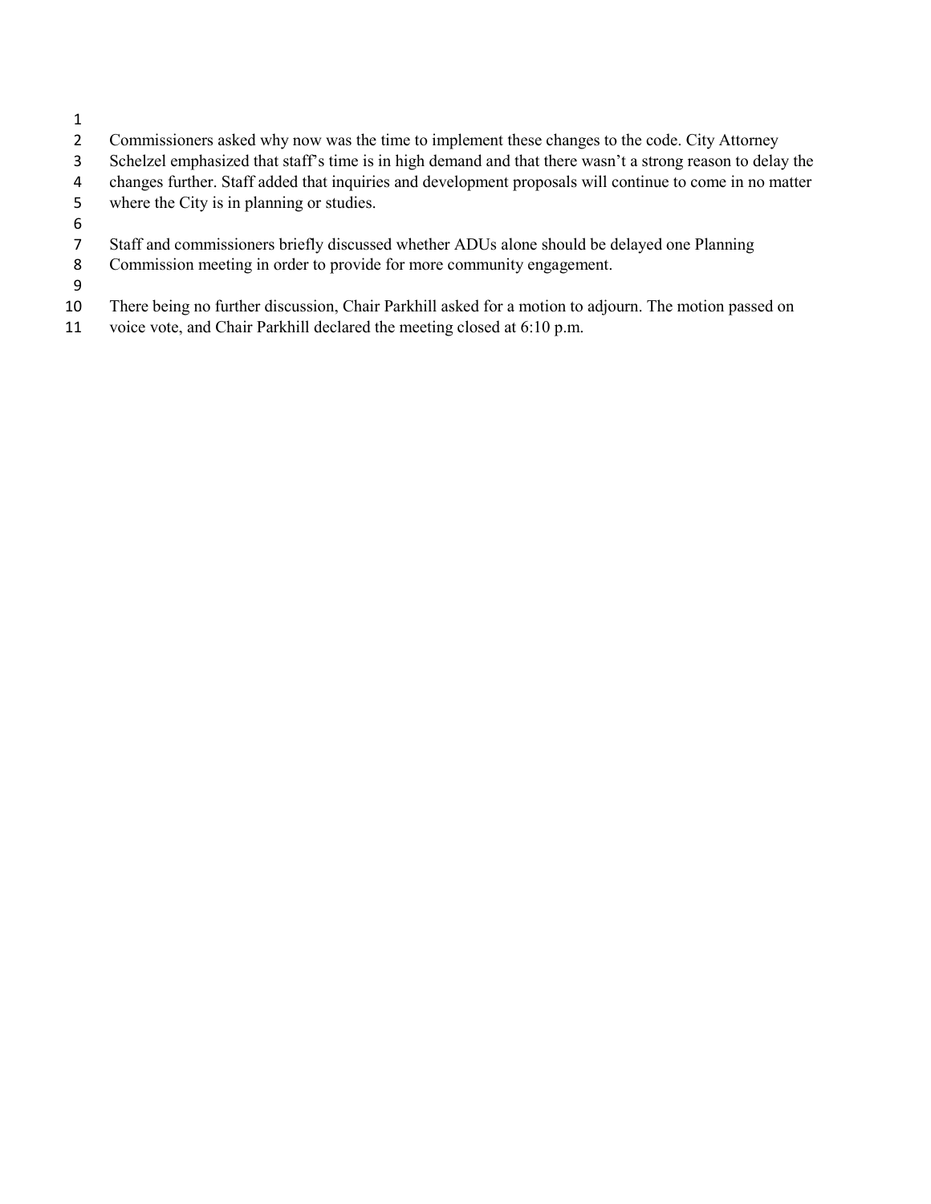Commissioners asked why now was the time to implement these changes to the code. City Attorney Schelzel emphasized that staff's time is in high demand and that there wasn't a strong reason to delay the changes further. Staff added that inquiries and development proposals will continue to come in no matter where the City is in planning or studies.

Staff and commissioners briefly discussed whether ADUs alone should be delayed one Planning Commission meeting in order to provide for more community engagement.

There being no further discussion, Chair Parkhill asked for a motion to adjourn. The motion passed on voice vote, and Chair Parkhill declared the meeting closed at 6:10 p.m.